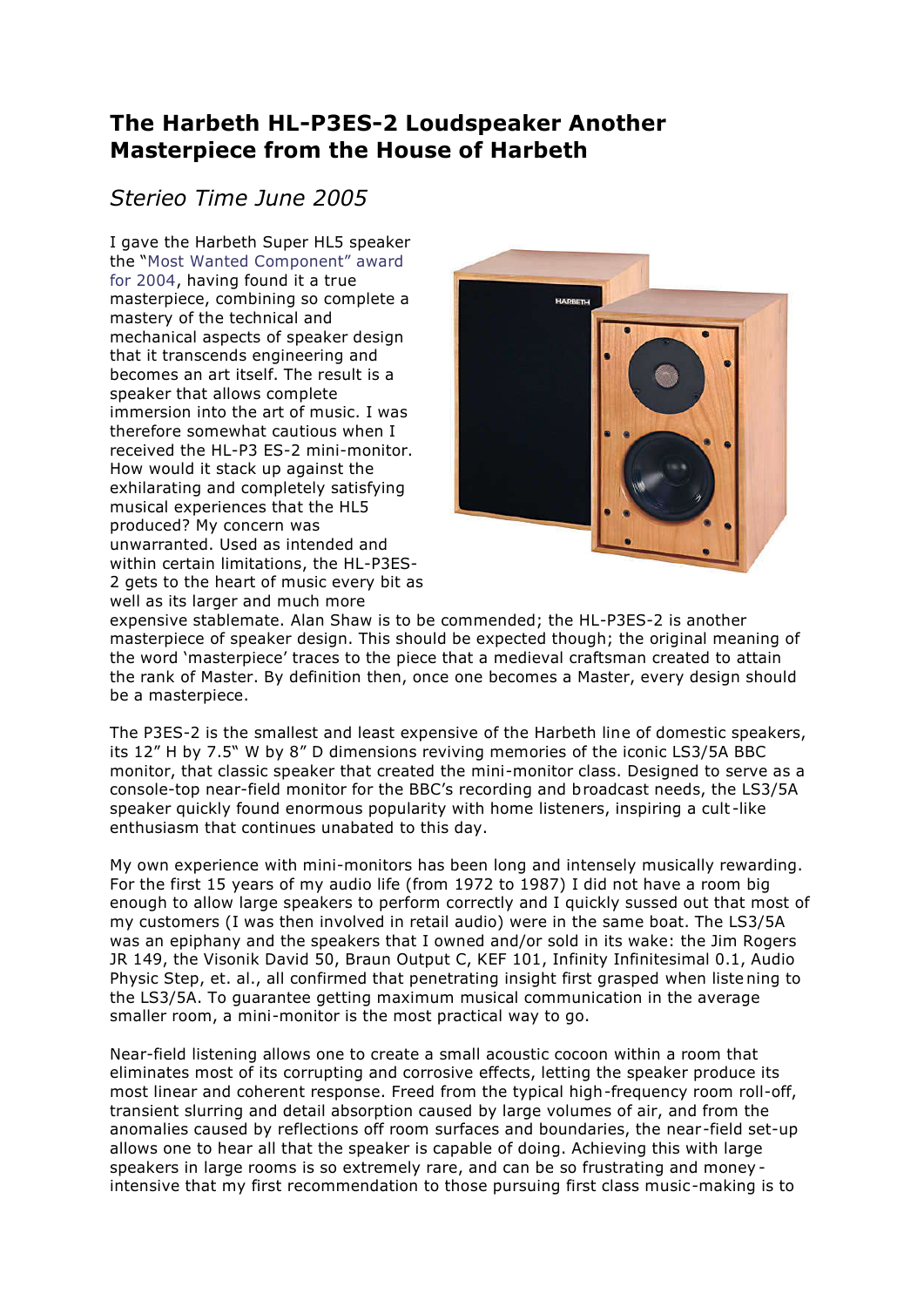# The Harbeth HL-P3ES-2 Loudspeaker Another Masterpiece from the House of Harbeth

*Sterieo Time June 2005*

I gave the Harbeth Super HL5 speaker the "Most Wanted Component" award for 2004, having found it a true masterpiece, combining so complete a mastery of the technical and mechanical aspects of speaker design that it transcends engineering and becomes an art itself. The result is a speaker that allows complete immersion into the art of music. I was therefore somewhat cautious when I received the HL-P3 ES-2 mini-monitor. How would it stack up against the exhilarating and completely satisfying musical experiences that the HL5 produced? My concern was unwarranted. Used as intended and within certain limitations, the HL-P3ES-2 gets to the heart of music every bit as well as its larger and much more expensive stablemate. Alan Shaw is to be commended; the HL-P3ES-2 is another masterpiece of speaker design. This should be expected though; the original meaning of the word 'masterpiece' traces to the piece that a medieval craftsman created to attain the rank of Master. By definition then, once one becomes a Master, every design should be a masterpiece.

The P3ES-2 is the smallest and least expensive of the Harbeth line of domestic speakers, its 12" H by 7.5" W by 8" D dimensions reviving memories of the iconic LS3/5A BBC monitor, that classic speaker that created the mini-monitor class. Designed to serve as a console-top near-field monitor for the BBC's recording and broadcast needs, the LS3/5A speaker quickly found enormous popularity with home listeners, inspiring a cult-like enthusiasm that continues unabated to this day.

My own experience with mini-monitors has been long and intensely musically rewarding. For the first 15 years of my audio life (from 1972 to 1987) I did not have a room big enough to allow large speakers to perform correctly and I quickly sussed out that most of my customers (I was then involved in retail audio) were in the same boat. The LS3/5A was an epiphany and the speakers that I owned and/or sold in its wake: the Jim Rogers JR 149, the Visonik David 50, Braun Output C, KEF 101, Infinity Infinitesimal 0.1, Audio Physic Step, et. al., all confirmed that penetrating insight first grasped when listening to the LS3/5A. To guarantee getting maximum musical communication in the average smaller room, a mini-monitor is the most practical way to go.

Near-field listening allows one to create a small acoustic cocoon within a room that eliminates most of its corrupting and corrosive effects, letting the speaker produce its most linear and coherent response. Freed from the typical high-frequency room roll-off, transient slurring and detail absorption caused by large volumes of air, and from the anomalies caused by reflections off room surfaces and boundaries, the near-field set-up allows one to hear all that the speaker is capable of doing. Achieving this with large speakers in large rooms is so extremely rare, and can be so frustrating and money-intensive that my first recommendation to those pursuing first class music-making is to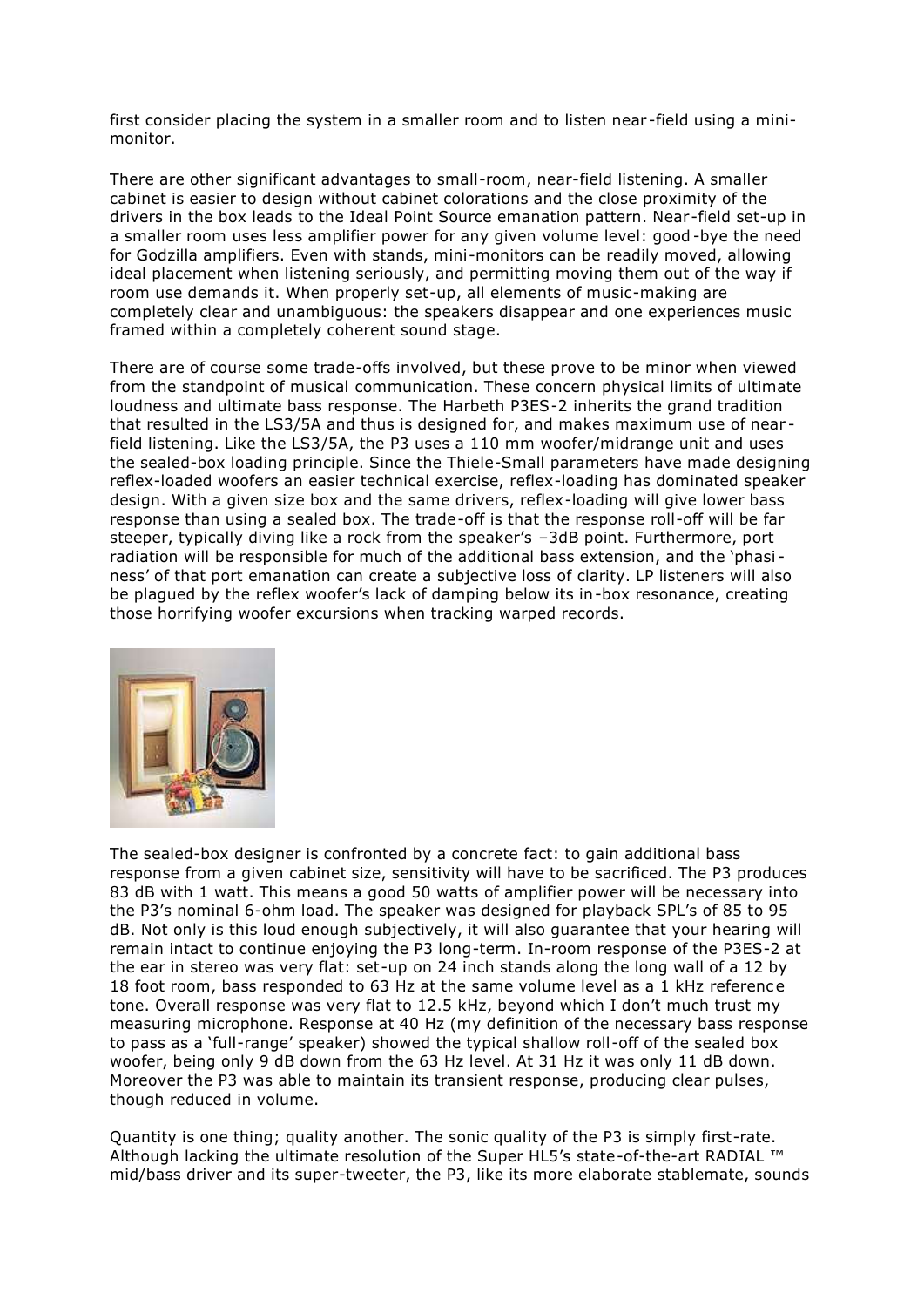first consider placing the system in a smaller room and to listen near-field using a mini-monitor.

There are other significant advantages to small-room, near-field listening. A smaller cabinet is easier to design without cabinet colorations and the close proximity of the drivers in the box leads to the Ideal Point Source emanation pattern. Near-field set-up in a smaller room uses less amplifier power for any given volume level: good-bye the need for Godzilla amplifiers. Even with stands, mini-monitors can be readily moved, allowing ideal placement when listening seriously, and permitting moving them out of the way if room use demands it. When properly set-up, all elements of music-making are completely clear and unambiguous: the speakers disappear and one experiences music framed within a completely coherent sound stage.

There are of course some trade-offs involved, but these prove to be minor when viewed from the standpoint of musical communication. These concern physical limits of ultimate loudness and ultimate bass response. The Harbeth P3ES-2 inherits the grand tradition that resulted in the LS3/5A and thus is designed for, and makes maximum use of near-field listening. Like the LS3/5A, the P3 uses a 110 mm woofer/midrange unit and uses the sealed-box loading principle. Since the Thiele-Small parameters have made designing reflex-loaded woofers an easier technical exercise, reflex-loading has dominated speaker design. With a given size box and the same drivers, reflex-loading will give lower bass response than using a sealed box. The trade-off is that the response roll-off will be far steeper, typically diving like a rock from the speaker's –3dB point. Furthermore, port radiation will be responsible for much of the additional bass extension, and the 'phasi-ness' of that port emanation can create a subjective loss of clarity. LP listeners will also be plagued by the reflex woofer's lack of damping below its in-box resonance, creating those horrifying woofer excursions when tracking warped records.

The sealed-box designer is confronted by a concrete fact: to gain additional bass response from a given cabinet size, sensitivity will have to be sacrificed. The P3 produces 83 dB with 1 watt. This means a good 50 watts of amplifier power will be necessary into the P3's nominal 6-ohm load. The speaker was designed for playback SPL's of 85 to 95 dB. Not only is this loud enough subjectively, it will also guarantee that your hearing will remain intact to continue enjoying the P3 long-term. In-room response of the P3ES-2 at the ear in stereo was very flat: set-up on 24 inch stands along the long wall of a 12 by 18 foot room, bass responded to 63 Hz at the same volume level as a 1 kHz reference tone. Overall response was very flat to 12.5 kHz, beyond which I don't much trust my measuring microphone. Response at 40 Hz (my definition of the necessary bass response to pass as a 'full-range' speaker) showed the typical shallow roll-off of the sealed box woofer, being only 9 dB down from the 63 Hz level. At 31 Hz it was only 11 dB down. Moreover the P3 was able to maintain its transient response, producing clear pulses, though reduced in volume.

Quantity is one thing; quality another. The sonic quality of the P3 is simply first-rate. Although lacking the ultimate resolution of the Super HL5's state-of-the-art RADIAL ™ mid/bass driver and its super-tweeter, the P3, like its more elaborate stablemate, sounds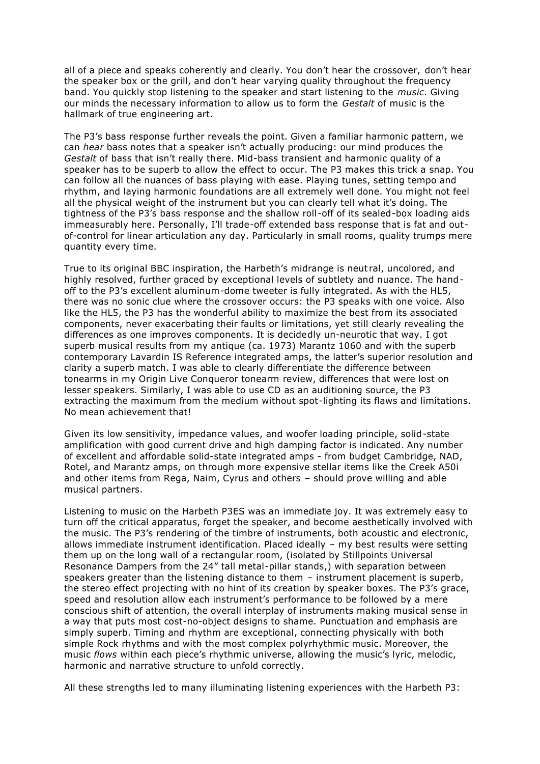all of a piece and speaks coherently and clearly. You don't hear the crossover, don't hear the speaker box or the grill, and don't hear varying quality throughout the frequency band. You quickly stop listening to the speaker and start listening to the *music*. Giving our minds the necessary information to allow us to form the *Gestalt* of music is the hallmark of true engineering art.

The P3's bass response further reveals the point. Given a familiar harmonic pattern, we can *hear* bass notes that a speaker isn't actually producing: our mind produces the *Gestalt* of bass that isn't really there. Mid-bass transient and harmonic quality of a speaker has to be superb to allow the effect to occur. The P3 makes this trick a snap. You can follow all the nuances of bass playing with ease. Playing tunes, setting tempo and rhythm, and laying harmonic foundations are all extremely well done. You might not feel all the physical weight of the instrument but you can clearly tell what it's doing. The tightness of the P3's bass response and the shallow roll-off of its sealed-box loading aids immeasurably here. Personally, I'll trade-off extended bass response that is fat and out-of-control for linear articulation any day. Particularly in small rooms, quality trumps mere quantity every time.

True to its original BBC inspiration, the Harbeth's midrange is neutral, uncolored, and highly resolved, further graced by exceptional levels of subtlety and nuance. The hand-off to the P3's excellent aluminum-dome tweeter is fully integrated. As with the HL5, there was no sonic clue where the crossover occurs: the P3 speaks with one voice. Also like the HL5, the P3 has the wonderful ability to maximize the best from its associated components, never exacerbating their faults or limitations, yet still clearly revealing the differences as one improves components. It is decidedly un-neurotic that way. I got superb musical results from my antique (ca. 1973) Marantz 1060 and with the superb contemporary Lavardin IS Reference integrated amps, the latter's superior resolution and clarity a superb match. I was able to clearly differentiate the difference between tonearms in my Origin Live Conqueror tonearm review, differences that were lost on lesser speakers. Similarly, I was able to use CD as an auditioning source, the P3 extracting the maximum from the medium without spot-lighting its flaws and limitations. No mean achievement that!

Given its low sensitivity, impedance values, and woofer loading principle, solid-state amplification with good current drive and high damping factor is indicated. Any number of excellent and affordable solid-state integrated amps - from budget Cambridge, NAD, Rotel, and Marantz amps, on through more expensive stellar items like the Creek A50i and other items from Rega, Naim, Cyrus and others – should prove willing and able musical partners.

Listening to music on the Harbeth P3ES was an immediate joy. It was extremely easy to turn off the critical apparatus, forget the speaker, and become aesthetically involved with the music. The P3's rendering of the timbre of instruments, both acoustic and electronic, allows immediate instrument identification. Placed ideally – my best results were setting them up on the long wall of a rectangular room, (isolated by Stillpoints Universal Resonance Dampers from the 24" tall metal-pillar stands,) with separation between speakers greater than the listening distance to them – instrument placement is superb, the stereo effect projecting with no hint of its creation by speaker boxes. The P3's grace, speed and resolution allow each instrument's performance to be followed by a mere conscious shift of attention, the overall interplay of instruments making musical sense in a way that puts most cost-no-object designs to shame. Punctuation and emphasis are simply superb. Timing and rhythm are exceptional, connecting physically with both simple Rock rhythms and with the most complex polyrhythmic music. Moreover, the music *flows* within each piece's rhythmic universe, allowing the music's lyric, melodic, harmonic and narrative structure to unfold correctly.

All these strengths led to many illuminating listening experiences with the Harbeth P3: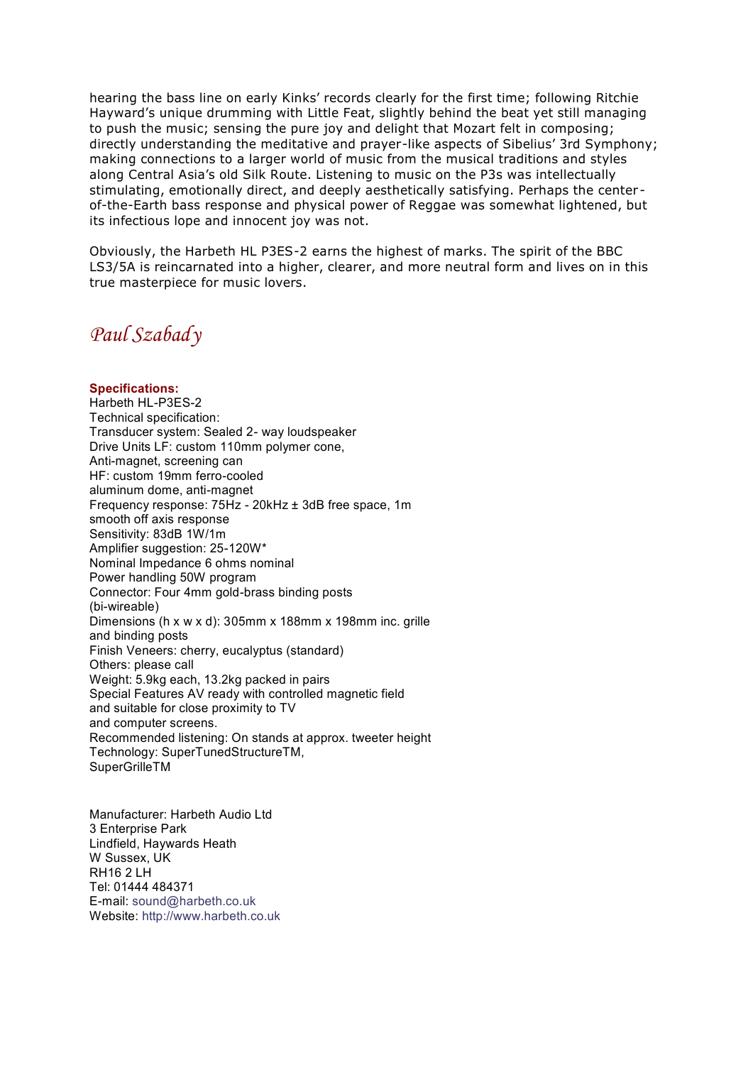hearing the bass line on early Kinks' records clearly for the first time; following Ritchie Hayward's unique drumming with Little Feat, slightly behind the beat yet still managing to push the music; sensing the pure joy and delight that Mozart felt in composing; directly understanding the meditative and prayer-like aspects of Sibelius' 3rd Symphony; making connections to a larger world of music from the musical traditions and styles along Central Asia's old Silk Route. Listening to music on the P3s was intellectually stimulating, emotionally direct, and deeply aesthetically satisfying. Perhaps the center-of-the-Earth bass response and physical power of Reggae was somewhat lightened, but its infectious lope and innocent joy was not.

Obviously, the Harbeth HL P3ES-2 earns the highest of marks. The spirit of the BBC LS3/5A is reincarnated into a higher, clearer, and more neutral form and lives on in this true masterpiece for music lovers.

*Paul Szabady*

**Specifications:**

Harbeth HL-P3ES-2
Technical specification:
Transducer system: Sealed 2- way loudspeaker
Drive Units LF: custom 110mm polymer cone,
Anti-magnet, screening can
HF: custom 19mm ferro-cooled
aluminum dome, anti-magnet
Frequency response: 75Hz - 20kHz ± 3dB free space, 1m
smooth off axis response
Sensitivity: 83dB 1W/1m
Amplifier suggestion: 25-120W*
Nominal Impedance 6 ohms nominal
Power handling 50W program
Connector: Four 4mm gold-brass binding posts
(bi-wireable)
Dimensions (h x w x d): 305mm x 188mm x 198mm inc. grille
and binding posts
Finish Veneers: cherry, eucalyptus (standard)
Others: please call
Weight: 5.9kg each, 13.2kg packed in pairs
Special Features AV ready with controlled magnetic field
and suitable for close proximity to TV
and computer screens.
Recommended listening: On stands at approx. tweeter height
Technology: SuperTunedStructureTM,
SuperGrilleTM

Manufacturer: Harbeth Audio Ltd
3 Enterprise Park
Lindfield, Haywards Heath
W Sussex, UK
RH16 2 LH
Tel: 01444 484371
E-mail: sound@harbeth.co.uk
Website: http://www.harbeth.co.uk